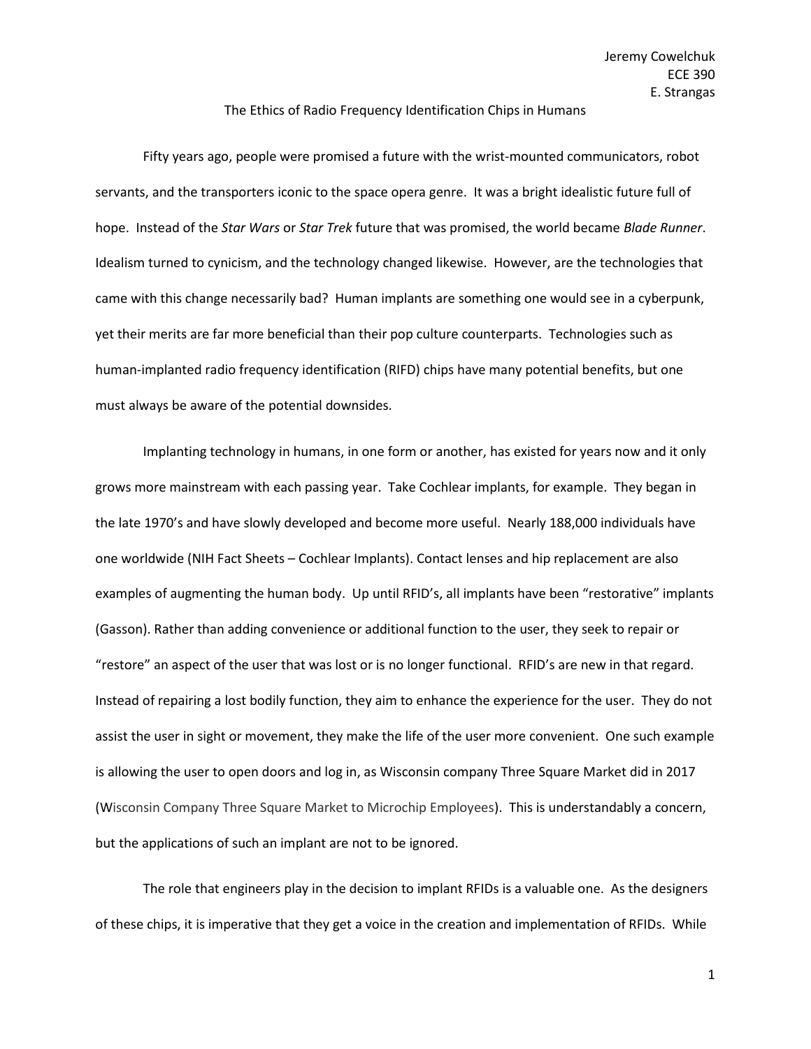Jeremy Cowelchuk
ECE 390
E. Strangas

# The Ethics of Radio Frequency Identification Chips in Humans

Fifty years ago, people were promised a future with the wrist-mounted communicators, robot servants, and the transporters iconic to the space opera genre. It was a bright idealistic future full of hope. Instead of the *Star Wars* or *Star Trek* future that was promised, the world became *Blade Runner*. Idealism turned to cynicism, and the technology changed likewise. However, are the technologies that came with this change necessarily bad? Human implants are something one would see in a cyberpunk, yet their merits are far more beneficial than their pop culture counterparts. Technologies such as human-implanted radio frequency identification (RIFD) chips have many potential benefits, but one must always be aware of the potential downsides.

Implanting technology in humans, in one form or another, has existed for years now and it only grows more mainstream with each passing year. Take Cochlear implants, for example. They began in the late 1970's and have slowly developed and become more useful. Nearly 188,000 individuals have one worldwide (NIH Fact Sheets – Cochlear Implants). Contact lenses and hip replacement are also examples of augmenting the human body. Up until RFID's, all implants have been "restorative" implants (Gasson). Rather than adding convenience or additional function to the user, they seek to repair or "restore" an aspect of the user that was lost or is no longer functional. RFID's are new in that regard. Instead of repairing a lost bodily function, they aim to enhance the experience for the user. They do not assist the user in sight or movement, they make the life of the user more convenient. One such example is allowing the user to open doors and log in, as Wisconsin company Three Square Market did in 2017 (Wisconsin Company Three Square Market to Microchip Employees). This is understandably a concern, but the applications of such an implant are not to be ignored.

The role that engineers play in the decision to implant RFIDs is a valuable one. As the designers of these chips, it is imperative that they get a voice in the creation and implementation of RFIDs. While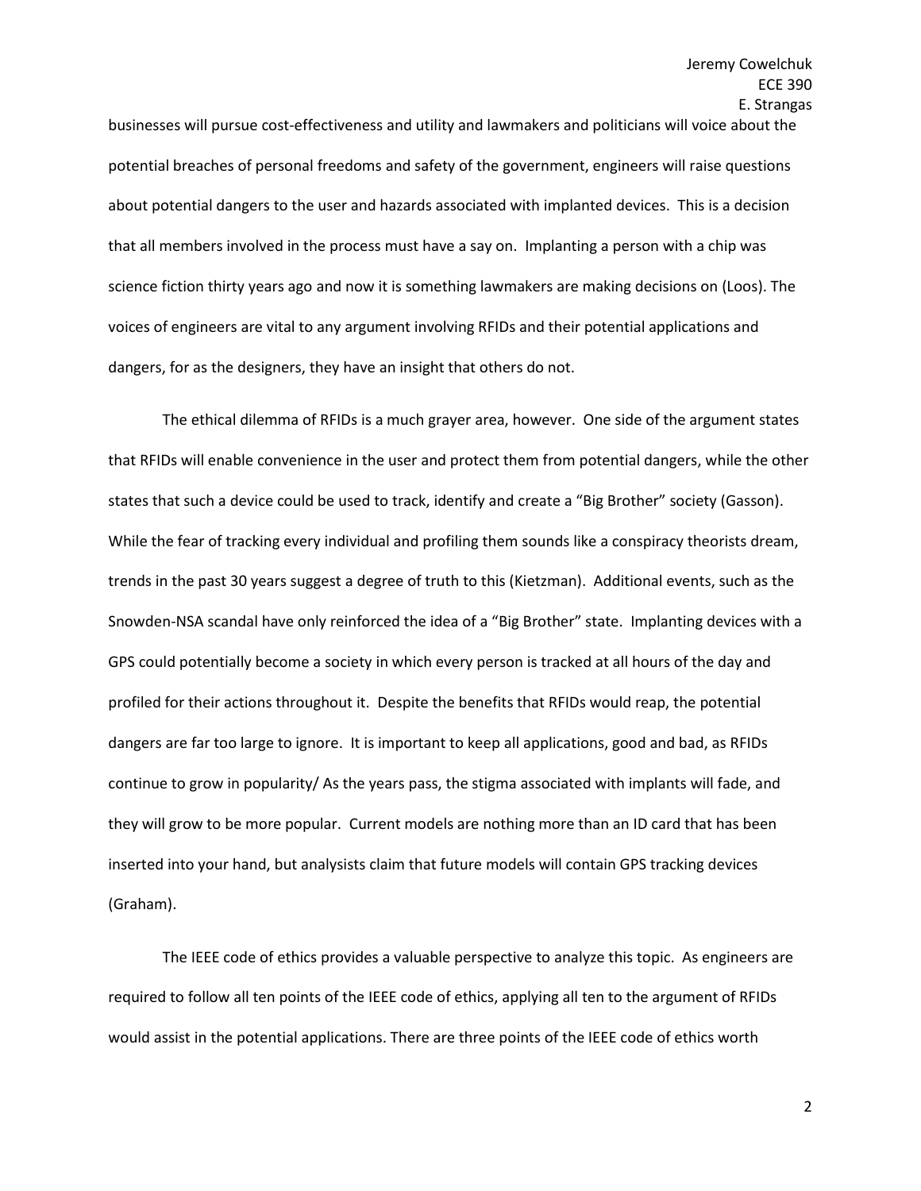businesses will pursue cost-effectiveness and utility and lawmakers and politicians will voice about the potential breaches of personal freedoms and safety of the government, engineers will raise questions about potential dangers to the user and hazards associated with implanted devices. This is a decision that all members involved in the process must have a say on. Implanting a person with a chip was science fiction thirty years ago and now it is something lawmakers are making decisions on (Loos). The voices of engineers are vital to any argument involving RFIDs and their potential applications and dangers, for as the designers, they have an insight that others do not.

The ethical dilemma of RFIDs is a much grayer area, however. One side of the argument states that RFIDs will enable convenience in the user and protect them from potential dangers, while the other states that such a device could be used to track, identify and create a "Big Brother" society (Gasson). While the fear of tracking every individual and profiling them sounds like a conspiracy theorists dream, trends in the past 30 years suggest a degree of truth to this (Kietzman). Additional events, such as the Snowden-NSA scandal have only reinforced the idea of a "Big Brother" state. Implanting devices with a GPS could potentially become a society in which every person is tracked at all hours of the day and profiled for their actions throughout it. Despite the benefits that RFIDs would reap, the potential dangers are far too large to ignore. It is important to keep all applications, good and bad, as RFIDs continue to grow in popularity/ As the years pass, the stigma associated with implants will fade, and they will grow to be more popular. Current models are nothing more than an ID card that has been inserted into your hand, but analysists claim that future models will contain GPS tracking devices (Graham).

The IEEE code of ethics provides a valuable perspective to analyze this topic. As engineers are required to follow all ten points of the IEEE code of ethics, applying all ten to the argument of RFIDs would assist in the potential applications. There are three points of the IEEE code of ethics worth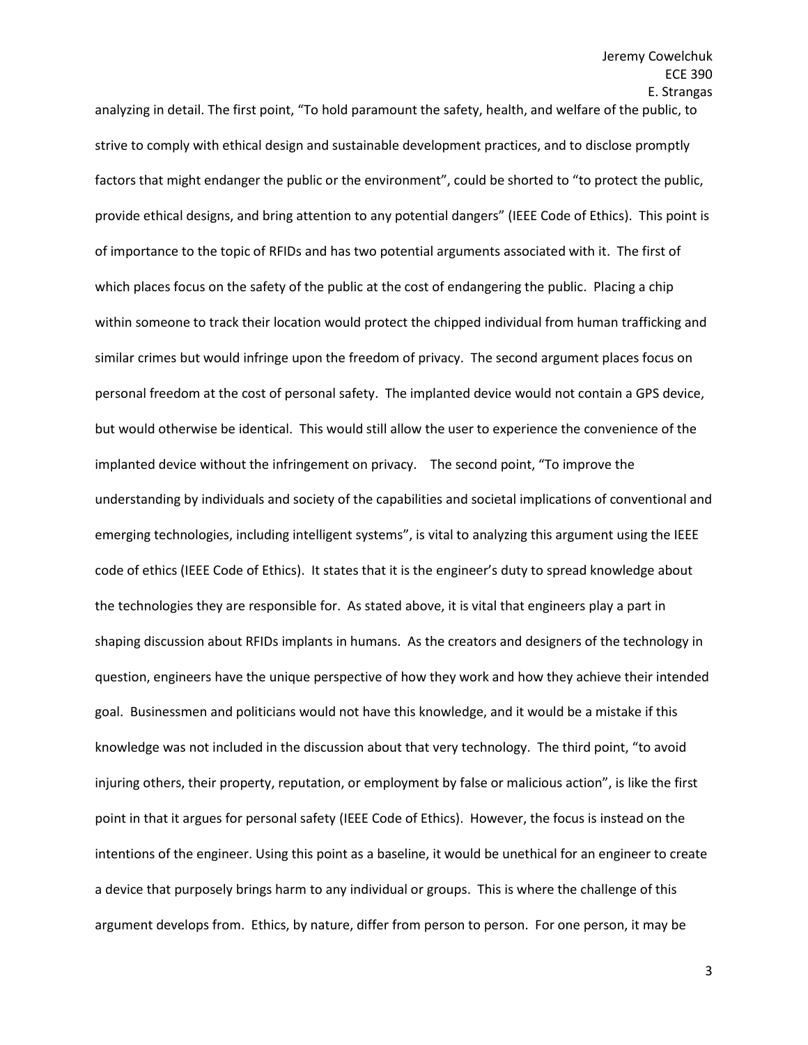analyzing in detail. The first point, "To hold paramount the safety, health, and welfare of the public, to strive to comply with ethical design and sustainable development practices, and to disclose promptly factors that might endanger the public or the environment", could be shorted to "to protect the public, provide ethical designs, and bring attention to any potential dangers" (IEEE Code of Ethics). This point is of importance to the topic of RFIDs and has two potential arguments associated with it. The first of which places focus on the safety of the public at the cost of endangering the public. Placing a chip within someone to track their location would protect the chipped individual from human trafficking and similar crimes but would infringe upon the freedom of privacy. The second argument places focus on personal freedom at the cost of personal safety. The implanted device would not contain a GPS device, but would otherwise be identical. This would still allow the user to experience the convenience of the implanted device without the infringement on privacy. The second point, "To improve the understanding by individuals and society of the capabilities and societal implications of conventional and emerging technologies, including intelligent systems", is vital to analyzing this argument using the IEEE code of ethics (IEEE Code of Ethics). It states that it is the engineer's duty to spread knowledge about the technologies they are responsible for. As stated above, it is vital that engineers play a part in shaping discussion about RFIDs implants in humans. As the creators and designers of the technology in question, engineers have the unique perspective of how they work and how they achieve their intended goal. Businessmen and politicians would not have this knowledge, and it would be a mistake if this knowledge was not included in the discussion about that very technology. The third point, "to avoid injuring others, their property, reputation, or employment by false or malicious action", is like the first point in that it argues for personal safety (IEEE Code of Ethics). However, the focus is instead on the intentions of the engineer. Using this point as a baseline, it would be unethical for an engineer to create a device that purposely brings harm to any individual or groups. This is where the challenge of this argument develops from. Ethics, by nature, differ from person to person. For one person, it may be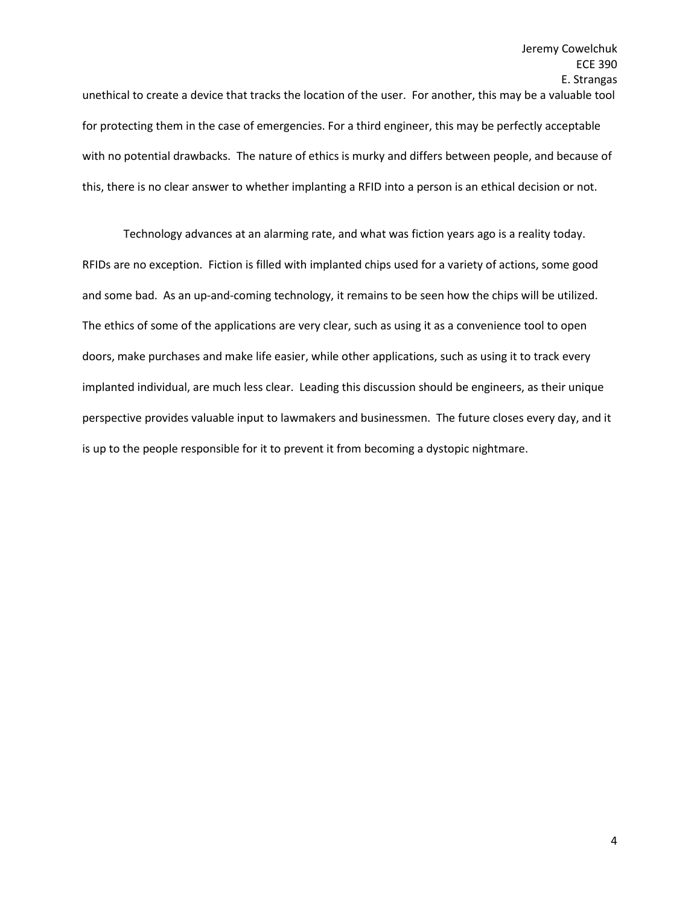unethical to create a device that tracks the location of the user. For another, this may be a valuable tool for protecting them in the case of emergencies. For a third engineer, this may be perfectly acceptable with no potential drawbacks. The nature of ethics is murky and differs between people, and because of this, there is no clear answer to whether implanting a RFID into a person is an ethical decision or not.

Technology advances at an alarming rate, and what was fiction years ago is a reality today. RFIDs are no exception. Fiction is filled with implanted chips used for a variety of actions, some good and some bad. As an up-and-coming technology, it remains to be seen how the chips will be utilized. The ethics of some of the applications are very clear, such as using it as a convenience tool to open doors, make purchases and make life easier, while other applications, such as using it to track every implanted individual, are much less clear. Leading this discussion should be engineers, as their unique perspective provides valuable input to lawmakers and businessmen. The future closes every day, and it is up to the people responsible for it to prevent it from becoming a dystopic nightmare.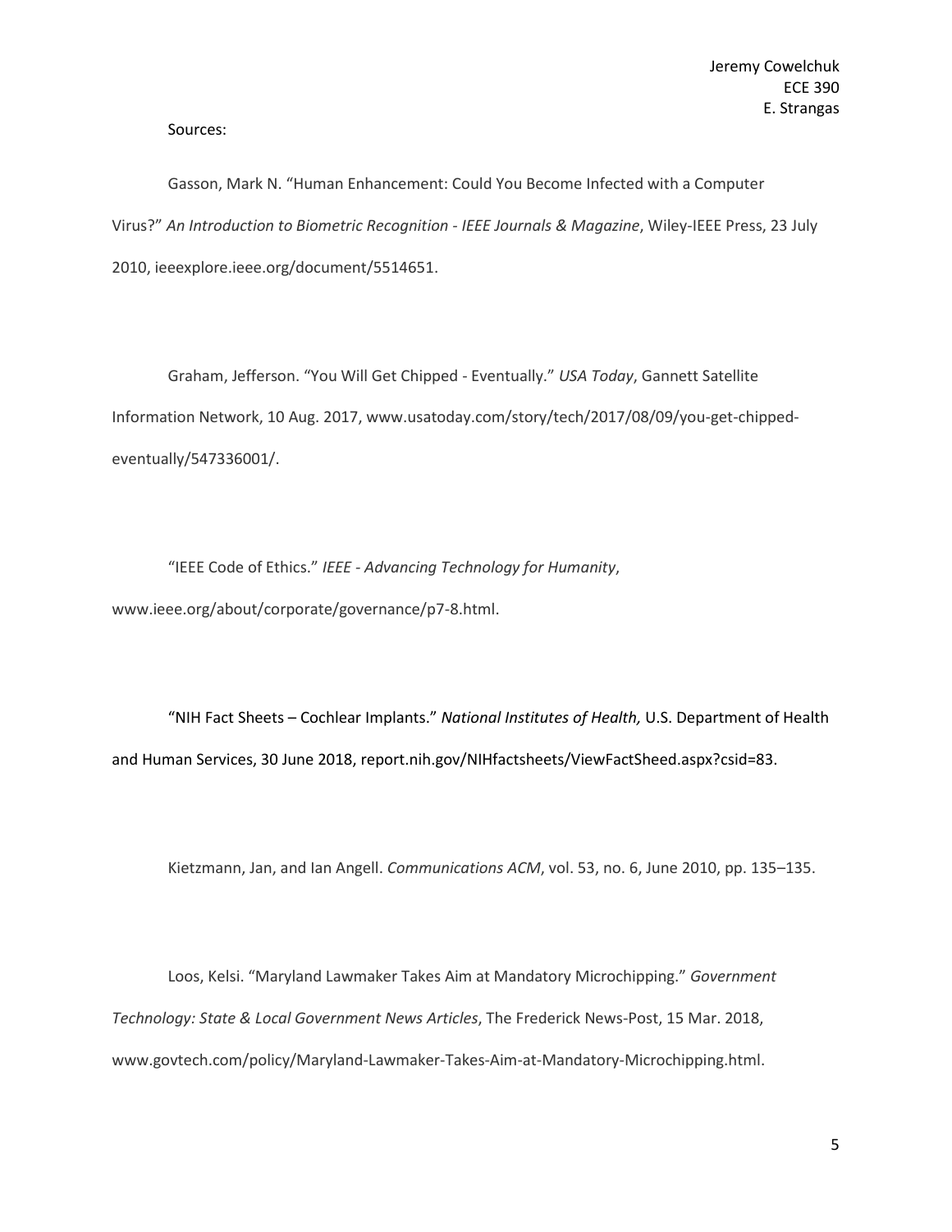Sources:

Gasson, Mark N. "Human Enhancement: Could You Become Infected with a Computer Virus?" *An Introduction to Biometric Recognition - IEEE Journals & Magazine*, Wiley-IEEE Press, 23 July 2010, ieeexplore.ieee.org/document/5514651.

Graham, Jefferson. "You Will Get Chipped - Eventually." *USA Today*, Gannett Satellite Information Network, 10 Aug. 2017, www.usatoday.com/story/tech/2017/08/09/you-get-chipped-eventually/547336001/.

"IEEE Code of Ethics." *IEEE - Advancing Technology for Humanity*, www.ieee.org/about/corporate/governance/p7-8.html.

"NIH Fact Sheets – Cochlear Implants." *National Institutes of Health,* U.S. Department of Health and Human Services, 30 June 2018, report.nih.gov/NIHfactsheets/ViewFactSheed.aspx?csid=83.

Kietzmann, Jan, and Ian Angell. *Communications ACM*, vol. 53, no. 6, June 2010, pp. 135–135.

Loos, Kelsi. "Maryland Lawmaker Takes Aim at Mandatory Microchipping." *Government Technology: State & Local Government News Articles*, The Frederick News-Post, 15 Mar. 2018, www.govtech.com/policy/Maryland-Lawmaker-Takes-Aim-at-Mandatory-Microchipping.html.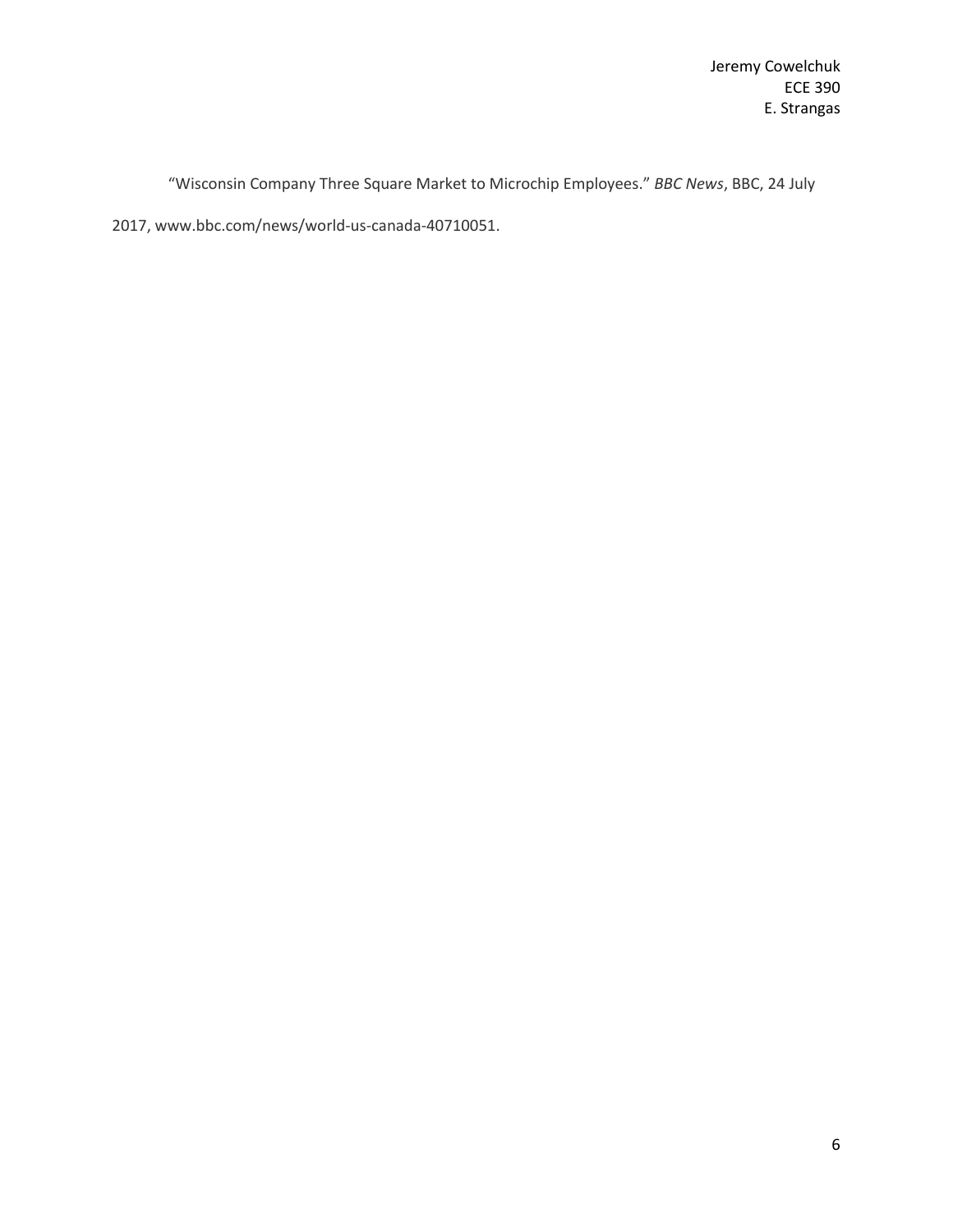"Wisconsin Company Three Square Market to Microchip Employees." *BBC News*, BBC, 24 July 2017, www.bbc.com/news/world-us-canada-40710051.